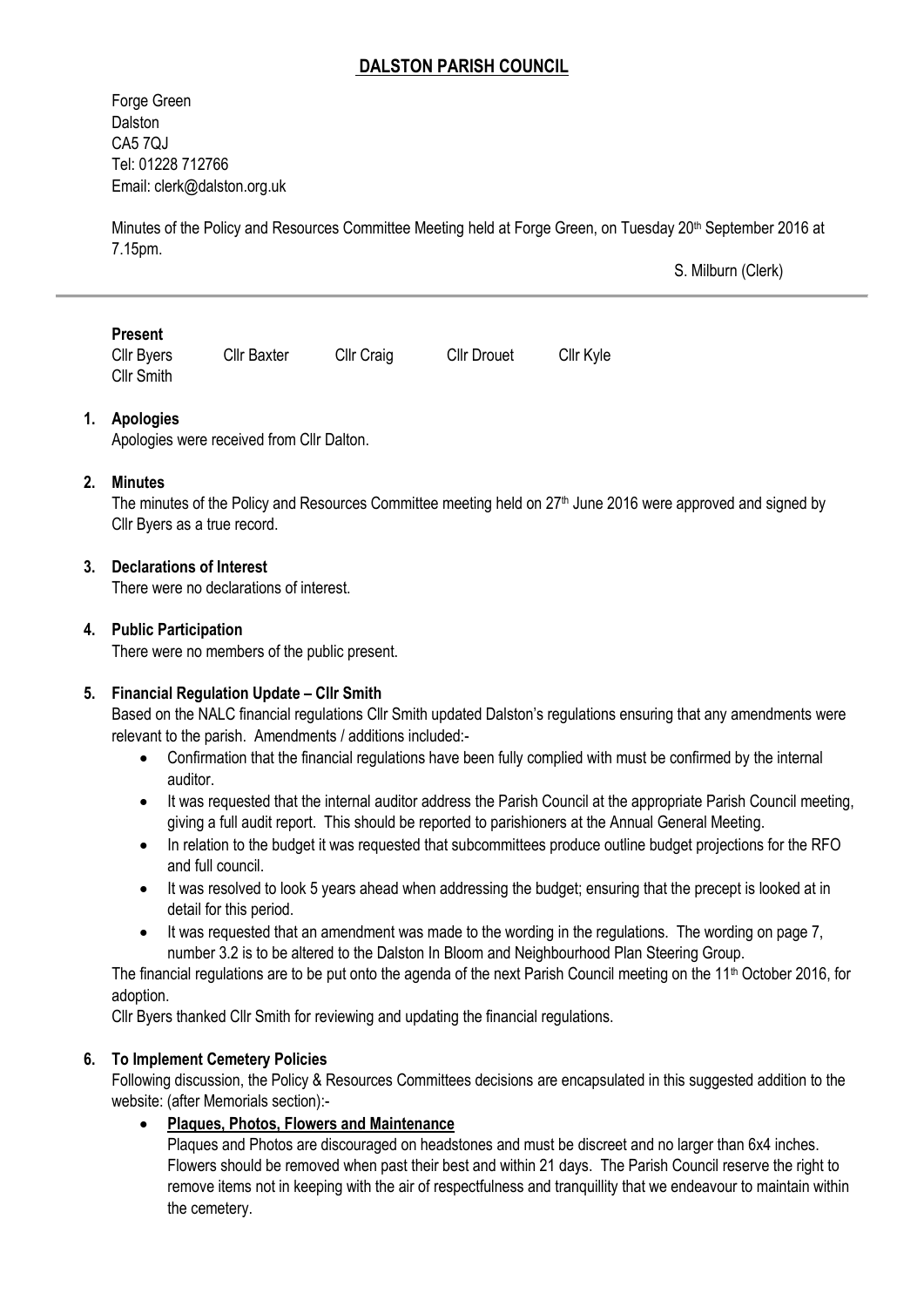# DALSTON PARISH COUNCIL

Forge Green
Dalston
CA5 7QJ
Tel: 01228 712766
Email: clerk@dalston.org.uk

Minutes of the Policy and Resources Committee Meeting held at Forge Green, on Tuesday 20th September 2016 at 7.15pm.

S. Milburn (Clerk)

---

**Present**

Cllr Byers Cllr Baxter Cllr Craig Cllr Drouet Cllr Kyle
Cllr Smith

1. **Apologies**
   Apologies were received from Cllr Dalton.

2. **Minutes**
   The minutes of the Policy and Resources Committee meeting held on 27th June 2016 were approved and signed by Cllr Byers as a true record.

3. **Declarations of Interest**
   There were no declarations of interest.

4. **Public Participation**
   There were no members of the public present.

5. **Financial Regulation Update – Cllr Smith**
   Based on the NALC financial regulations Cllr Smith updated Dalston's regulations ensuring that any amendments were relevant to the parish. Amendments / additions included:-
   - Confirmation that the financial regulations have been fully complied with must be confirmed by the internal auditor.
   - It was requested that the internal auditor address the Parish Council at the appropriate Parish Council meeting, giving a full audit report. This should be reported to parishioners at the Annual General Meeting.
   - In relation to the budget it was requested that subcommittees produce outline budget projections for the RFO and full council.
   - It was resolved to look 5 years ahead when addressing the budget; ensuring that the precept is looked at in detail for this period.
   - It was requested that an amendment was made to the wording in the regulations. The wording on page 7, number 3.2 is to be altered to the Dalston In Bloom and Neighbourhood Plan Steering Group.

   The financial regulations are to be put onto the agenda of the next Parish Council meeting on the 11th October 2016, for adoption.

   Cllr Byers thanked Cllr Smith for reviewing and updating the financial regulations.

6. **To Implement Cemetery Policies**
   Following discussion, the Policy & Resources Committees decisions are encapsulated in this suggested addition to the website: (after Memorials section):-
   - **Plaques, Photos, Flowers and Maintenance**
     Plaques and Photos are discouraged on headstones and must be discreet and no larger than 6x4 inches. Flowers should be removed when past their best and within 21 days. The Parish Council reserve the right to remove items not in keeping with the air of respectfulness and tranquillity that we endeavour to maintain within the cemetery.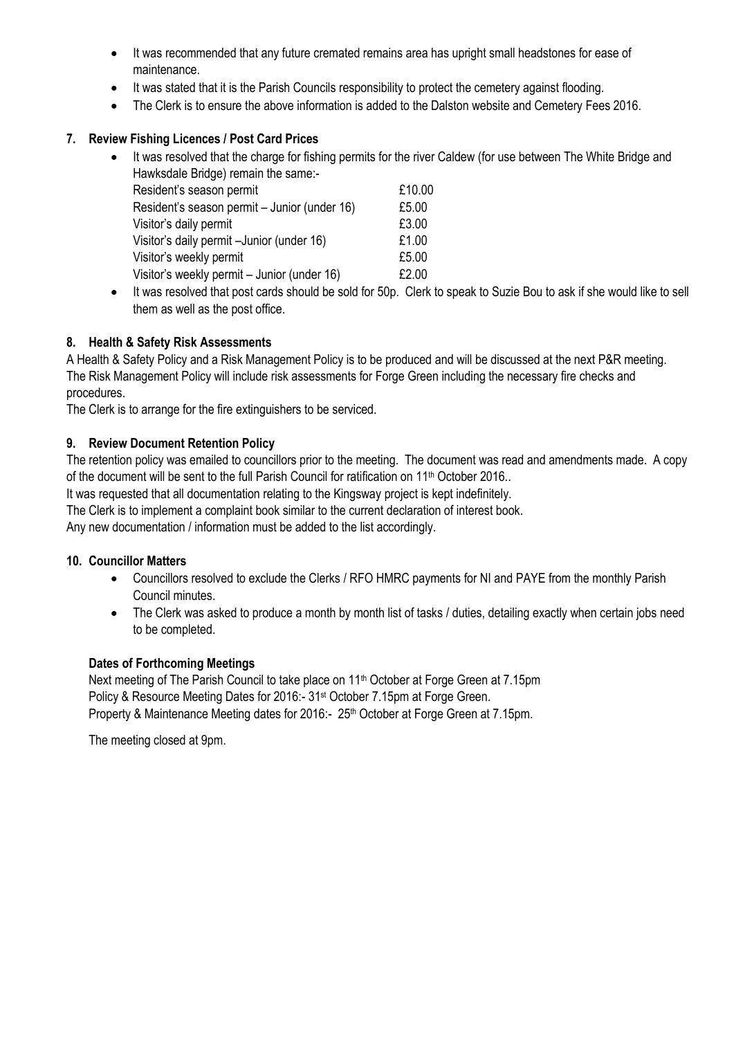- It was recommended that any future cremated remains area has upright small headstones for ease of maintenance.
- It was stated that it is the Parish Councils responsibility to protect the cemetery against flooding.
- The Clerk is to ensure the above information is added to the Dalston website and Cemetery Fees 2016.

## 7. Review Fishing Licences / Post Card Prices

- It was resolved that the charge for fishing permits for the river Caldew (for use between The White Bridge and Hawksdale Bridge) remain the same:-

| | |
|---|---|
| Resident's season permit | £10.00 |
| Resident's season permit – Junior (under 16) | £5.00 |
| Visitor's daily permit | £3.00 |
| Visitor's daily permit –Junior (under 16) | £1.00 |
| Visitor's weekly permit | £5.00 |
| Visitor's weekly permit – Junior (under 16) | £2.00 |

- It was resolved that post cards should be sold for 50p. Clerk to speak to Suzie Bou to ask if she would like to sell them as well as the post office.

## 8. Health & Safety Risk Assessments

A Health & Safety Policy and a Risk Management Policy is to be produced and will be discussed at the next P&R meeting. The Risk Management Policy will include risk assessments for Forge Green including the necessary fire checks and procedures.

The Clerk is to arrange for the fire extinguishers to be serviced.

## 9. Review Document Retention Policy

The retention policy was emailed to councillors prior to the meeting. The document was read and amendments made. A copy of the document will be sent to the full Parish Council for ratification on 11th October 2016..

It was requested that all documentation relating to the Kingsway project is kept indefinitely.

The Clerk is to implement a complaint book similar to the current declaration of interest book.

Any new documentation / information must be added to the list accordingly.

## 10. Councillor Matters

- Councillors resolved to exclude the Clerks / RFO HMRC payments for NI and PAYE from the monthly Parish Council minutes.
- The Clerk was asked to produce a month by month list of tasks / duties, detailing exactly when certain jobs need to be completed.

### Dates of Forthcoming Meetings

Next meeting of The Parish Council to take place on 11th October at Forge Green at 7.15pm

Policy & Resource Meeting Dates for 2016:- 31st October 7.15pm at Forge Green.

Property & Maintenance Meeting dates for 2016:- 25th October at Forge Green at 7.15pm.

The meeting closed at 9pm.